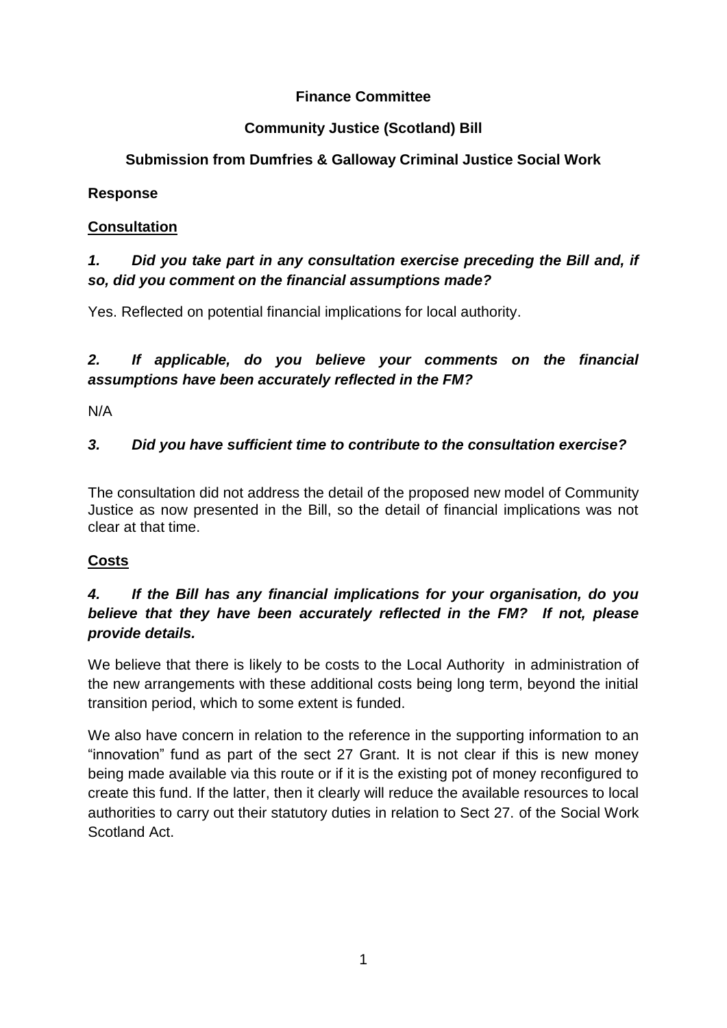**Finance Committee**

**Community Justice (Scotland) Bill**

**Submission from Dumfries & Galloway Criminal Justice Social Work**

**Response**

**<u>Consultation</u>**

***1. Did you take part in any consultation exercise preceding the Bill and, if so, did you comment on the financial assumptions made?***

Yes. Reflected on potential financial implications for local authority.

***2. If applicable, do you believe your comments on the financial assumptions have been accurately reflected in the FM?***

N/A

***3. Did you have sufficient time to contribute to the consultation exercise?***

The consultation did not address the detail of the proposed new model of Community Justice as now presented in the Bill, so the detail of financial implications was not clear at that time.

**<u>Costs</u>**

***4. If the Bill has any financial implications for your organisation, do you believe that they have been accurately reflected in the FM? If not, please provide details.***

We believe that there is likely to be costs to the Local Authority in administration of the new arrangements with these additional costs being long term, beyond the initial transition period, which to some extent is funded.

We also have concern in relation to the reference in the supporting information to an "innovation" fund as part of the sect 27 Grant. It is not clear if this is new money being made available via this route or if it is the existing pot of money reconfigured to create this fund. If the latter, then it clearly will reduce the available resources to local authorities to carry out their statutory duties in relation to Sect 27. of the Social Work Scotland Act.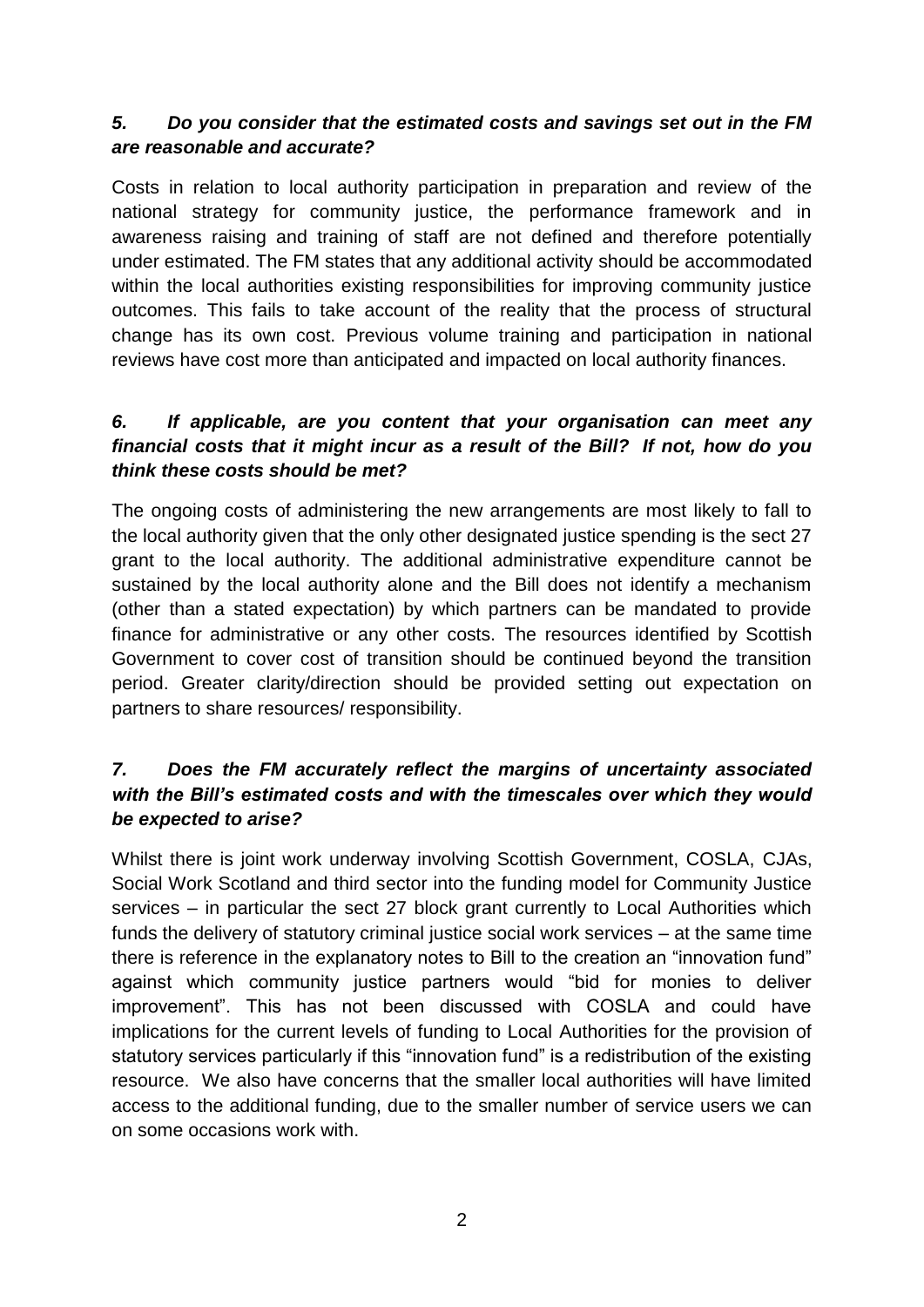***5. Do you consider that the estimated costs and savings set out in the FM are reasonable and accurate?***

Costs in relation to local authority participation in preparation and review of the national strategy for community justice, the performance framework and in awareness raising and training of staff are not defined and therefore potentially under estimated. The FM states that any additional activity should be accommodated within the local authorities existing responsibilities for improving community justice outcomes. This fails to take account of the reality that the process of structural change has its own cost. Previous volume training and participation in national reviews have cost more than anticipated and impacted on local authority finances.

***6. If applicable, are you content that your organisation can meet any financial costs that it might incur as a result of the Bill? If not, how do you think these costs should be met?***

The ongoing costs of administering the new arrangements are most likely to fall to the local authority given that the only other designated justice spending is the sect 27 grant to the local authority. The additional administrative expenditure cannot be sustained by the local authority alone and the Bill does not identify a mechanism (other than a stated expectation) by which partners can be mandated to provide finance for administrative or any other costs. The resources identified by Scottish Government to cover cost of transition should be continued beyond the transition period. Greater clarity/direction should be provided setting out expectation on partners to share resources/ responsibility.

***7. Does the FM accurately reflect the margins of uncertainty associated with the Bill's estimated costs and with the timescales over which they would be expected to arise?***

Whilst there is joint work underway involving Scottish Government, COSLA, CJAs, Social Work Scotland and third sector into the funding model for Community Justice services – in particular the sect 27 block grant currently to Local Authorities which funds the delivery of statutory criminal justice social work services – at the same time there is reference in the explanatory notes to Bill to the creation an "innovation fund" against which community justice partners would "bid for monies to deliver improvement". This has not been discussed with COSLA and could have implications for the current levels of funding to Local Authorities for the provision of statutory services particularly if this "innovation fund" is a redistribution of the existing resource. We also have concerns that the smaller local authorities will have limited access to the additional funding, due to the smaller number of service users we can on some occasions work with.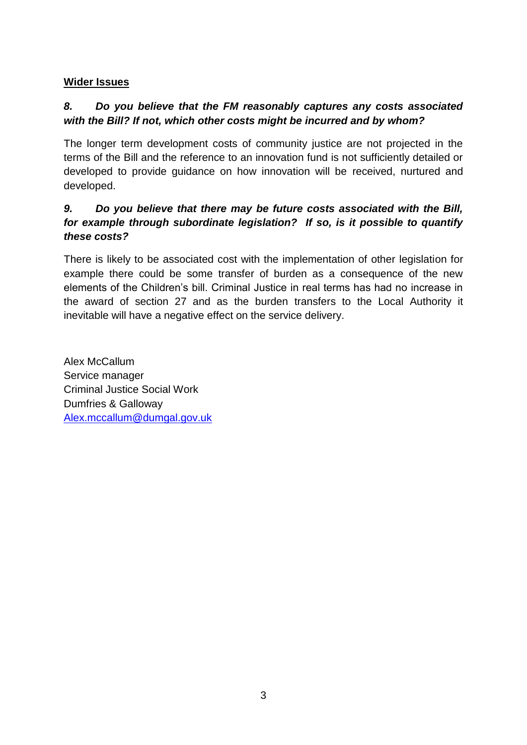**Wider Issues**

***8. Do you believe that the FM reasonably captures any costs associated with the Bill? If not, which other costs might be incurred and by whom?***

The longer term development costs of community justice are not projected in the terms of the Bill and the reference to an innovation fund is not sufficiently detailed or developed to provide guidance on how innovation will be received, nurtured and developed.

***9. Do you believe that there may be future costs associated with the Bill, for example through subordinate legislation? If so, is it possible to quantify these costs?***

There is likely to be associated cost with the implementation of other legislation for example there could be some transfer of burden as a consequence of the new elements of the Children's bill. Criminal Justice in real terms has had no increase in the award of section 27 and as the burden transfers to the Local Authority it inevitable will have a negative effect on the service delivery.

Alex McCallum  
Service manager  
Criminal Justice Social Work  
Dumfries & Galloway  
Alex.mccallum@dumgal.gov.uk